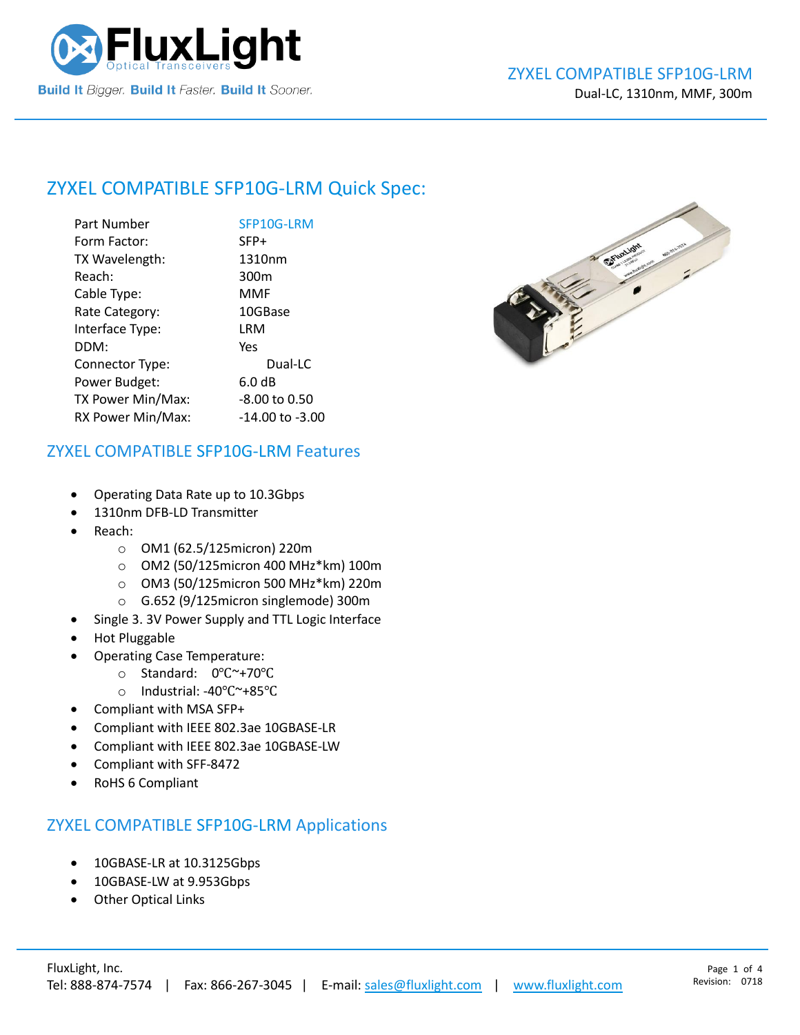# ZYXEL COMPATIBLE SFP10G-LRM

Dual-LC, 1310nm, MMF, 300m

## ZYXEL COMPATIBLE SFP10G-LRM Quick Spec:

| | |
|---|---|
| Part Number | SFP10G-LRM |
| Form Factor: | SFP+ |
| TX Wavelength: | 1310nm |
| Reach: | 300m |
| Cable Type: | MMF |
| Rate Category: | 10GBase |
| Interface Type: | LRM |
| DDM: | Yes |
| Connector Type: | Dual-LC |
| Power Budget: | 6.0 dB |
| TX Power Min/Max: | -8.00 to 0.50 |
| RX Power Min/Max: | -14.00 to -3.00 |

## ZYXEL COMPATIBLE SFP10G-LRM Features

- Operating Data Rate up to 10.3Gbps
- 1310nm DFB-LD Transmitter
- Reach:
  - OM1 (62.5/125micron) 220m
  - OM2 (50/125micron 400 MHz*km) 100m
  - OM3 (50/125micron 500 MHz*km) 220m
  - G.652 (9/125micron singlemode) 300m
- Single 3. 3V Power Supply and TTL Logic Interface
- Hot Pluggable
- Operating Case Temperature:
  - Standard: 0℃~+70℃
  - Industrial: -40℃~+85℃
- Compliant with MSA SFP+
- Compliant with IEEE 802.3ae 10GBASE-LR
- Compliant with IEEE 802.3ae 10GBASE-LW
- Compliant with SFF-8472
- RoHS 6 Compliant

## ZYXEL COMPATIBLE SFP10G-LRM Applications

- 10GBASE-LR at 10.3125Gbps
- 10GBASE-LW at 9.953Gbps
- Other Optical Links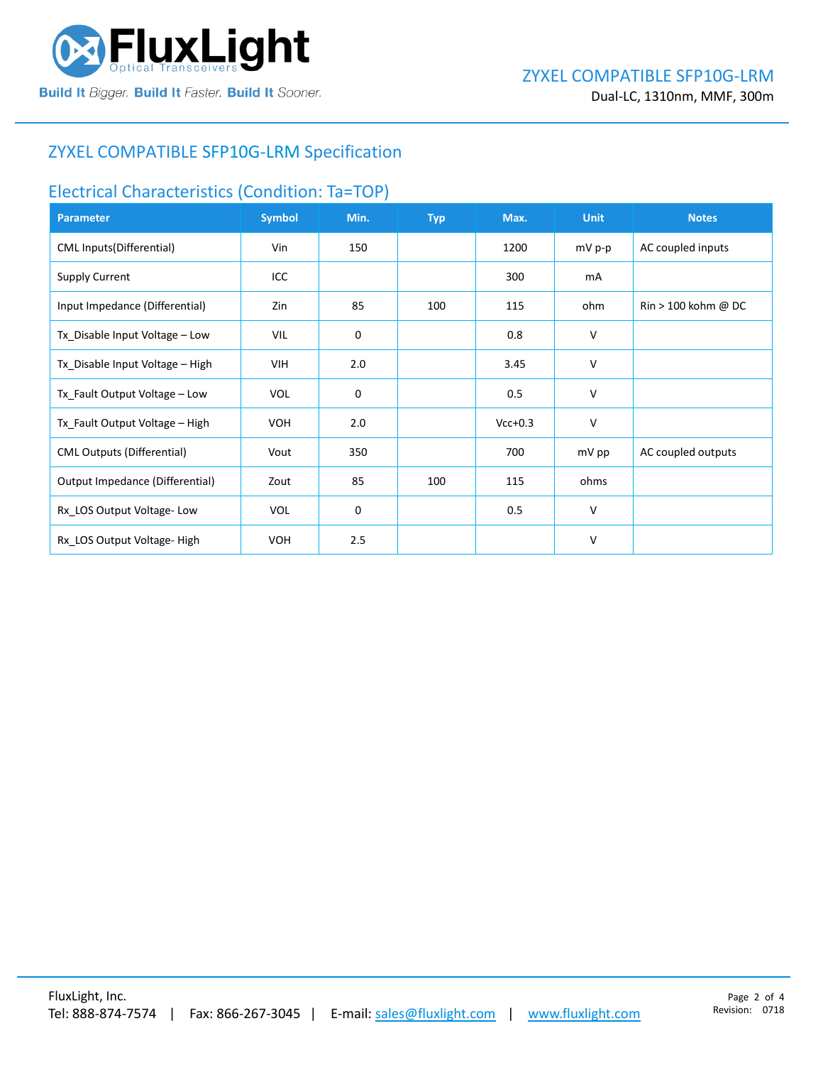## ZYXEL COMPATIBLE SFP10G-LRM Specification

### Electrical Characteristics (Condition: Ta=TOP)

| Parameter | Symbol | Min. | Typ | Max. | Unit | Notes |
|---|---|---|---|---|---|---|
| CML Inputs(Differential) | Vin | 150 | | 1200 | mV p-p | AC coupled inputs |
| Supply Current | ICC | | | 300 | mA | |
| Input Impedance (Differential) | Zin | 85 | 100 | 115 | ohm | Rin > 100 kohm @ DC |
| Tx_Disable Input Voltage – Low | VIL | 0 | | 0.8 | V | |
| Tx_Disable Input Voltage – High | VIH | 2.0 | | 3.45 | V | |
| Tx_Fault Output Voltage – Low | VOL | 0 | | 0.5 | V | |
| Tx_Fault Output Voltage – High | VOH | 2.0 | | Vcc+0.3 | V | |
| CML Outputs (Differential) | Vout | 350 | | 700 | mV pp | AC coupled outputs |
| Output Impedance (Differential) | Zout | 85 | 100 | 115 | ohms | |
| Rx_LOS Output Voltage- Low | VOL | 0 | | 0.5 | V | |
| Rx_LOS Output Voltage- High | VOH | 2.5 | | | V | |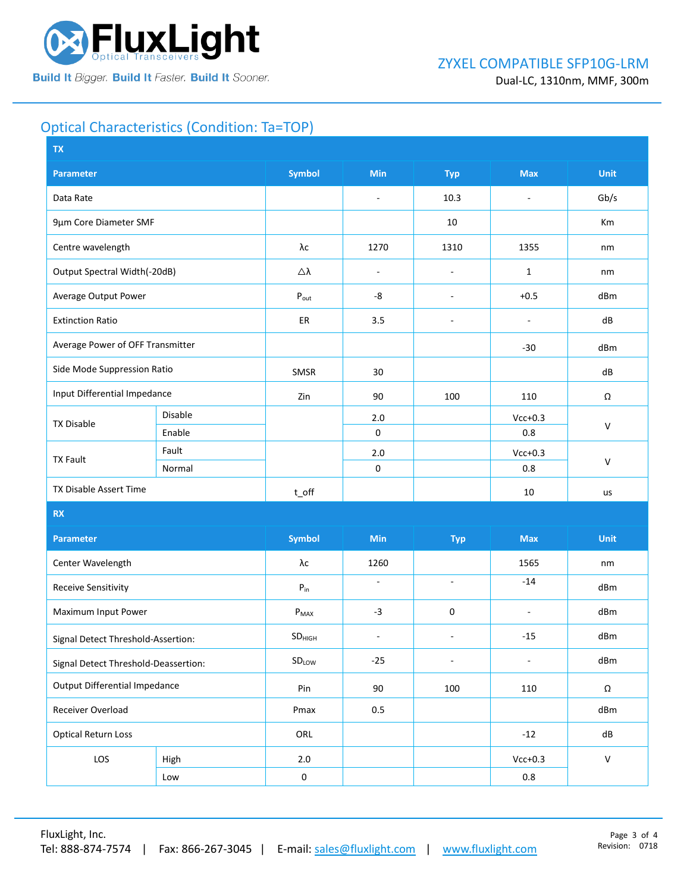## Optical Characteristics (Condition: Ta=TOP)

| TX | | | | | | |
|---|---|---|---|---|---|---|
| **Parameter** | | **Symbol** | **Min** | **Typ** | **Max** | **Unit** |
| Data Rate | | | - | 10.3 | - | Gb/s |
| 9µm Core Diameter SMF | | | | 10 | | Km |
| Centre wavelength | | λc | 1270 | 1310 | 1355 | nm |
| Output Spectral Width(-20dB) | | △λ | - | - | 1 | nm |
| Average Output Power | | $P_{out}$ | -8 | - | +0.5 | dBm |
| Extinction Ratio | | ER | 3.5 | - | - | dB |
| Average Power of OFF Transmitter | | | | | -30 | dBm |
| Side Mode Suppression Ratio | | SMSR | 30 | | | dB |
| Input Differential Impedance | | Zin | 90 | 100 | 110 | Ω |
| TX Disable | Disable | | 2.0 | | Vcc+0.3 | V |
| | Enable | | 0 | | 0.8 | |
| TX Fault | Fault | | 2.0 | | Vcc+0.3 | V |
| | Normal | | 0 | | 0.8 | |
| TX Disable Assert Time | | t_off | | | 10 | us |

| RX | | | | | | |
|---|---|---|---|---|---|---|
| **Parameter** | | **Symbol** | **Min** | **Typ** | **Max** | **Unit** |
| Center Wavelength | | λc | 1260 | | 1565 | nm |
| Receive Sensitivity | | $P_{in}$ | - | - | -14 | dBm |
| Maximum Input Power | | $P_{MAX}$ | -3 | 0 | - | dBm |
| Signal Detect Threshold-Assertion: | | $SD_{HIGH}$ | - | - | -15 | dBm |
| Signal Detect Threshold-Deassertion: | | $SD_{LOW}$ | -25 | - | - | dBm |
| Output Differential Impedance | | Pin | 90 | 100 | 110 | Ω |
| Receiver Overload | | Pmax | 0.5 | | | dBm |
| Optical Return Loss | | ORL | | | -12 | dB |
| LOS | High | 2.0 | | | Vcc+0.3 | V |
| | Low | 0 | | | 0.8 | |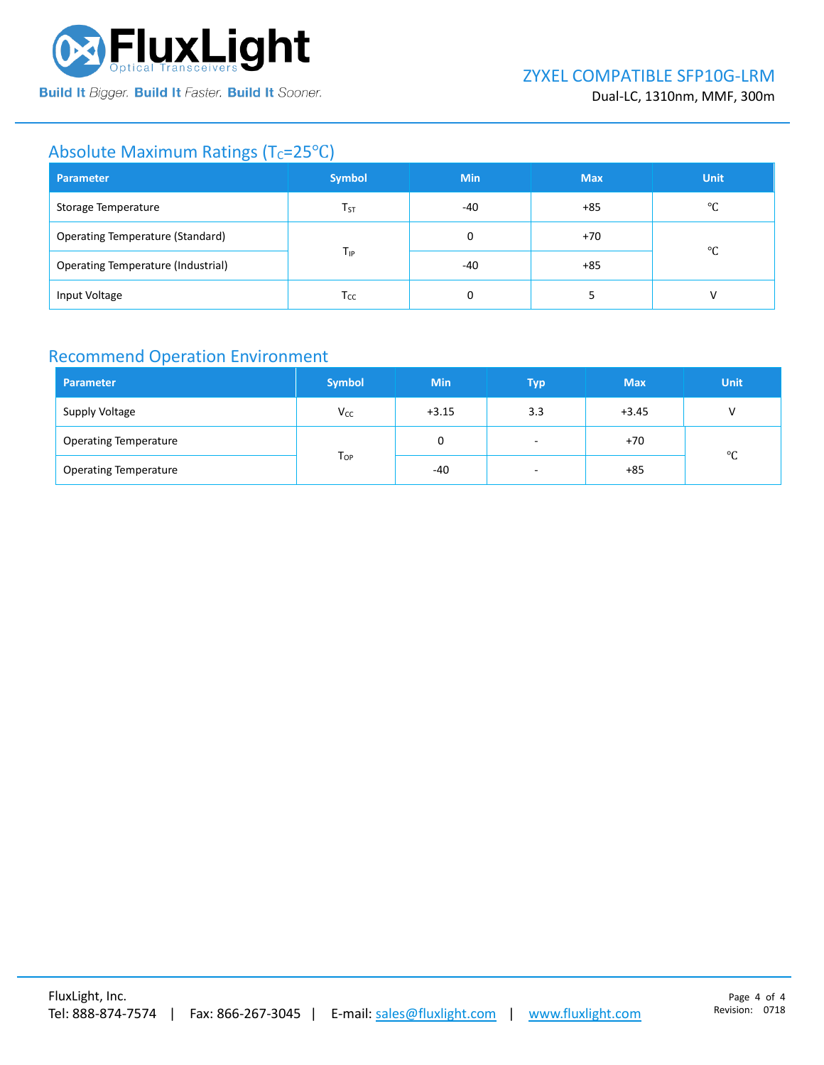## Absolute Maximum Ratings ($T_C$=25℃)

| Parameter | Symbol | Min | Max | Unit |
|---|---|---|---|---|
| Storage Temperature | $T_{ST}$ | -40 | +85 | ℃ |
| Operating Temperature (Standard) | $T_{IP}$ | 0 | +70 | ℃ |
| Operating Temperature (Industrial) | | -40 | +85 | |
| Input Voltage | $T_{CC}$ | 0 | 5 | V |

## Recommend Operation Environment

| Parameter | Symbol | Min | Typ | Max | Unit |
|---|---|---|---|---|---|
| Supply Voltage | $V_{CC}$ | +3.15 | 3.3 | +3.45 | V |
| Operating Temperature | $T_{OP}$ | 0 | - | +70 | ℃ |
| Operating Temperature | | -40 | - | +85 | |

FluxLight, Inc.
Tel: 888-874-7574 | Fax: 866-267-3045 | E-mail: sales@fluxlight.com | www.fluxlight.com

Revision: 0718